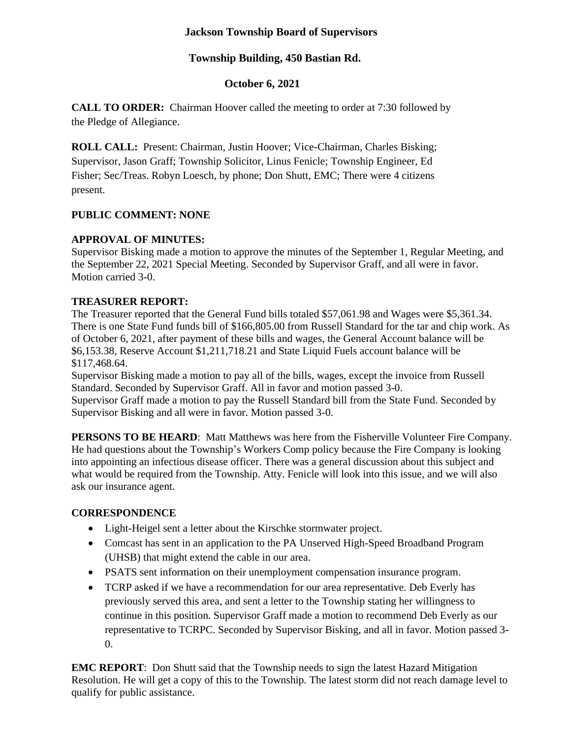**Jackson Township Board of Supervisors**

**Township Building, 450 Bastian Rd.**

**October 6, 2021**

**CALL TO ORDER:** Chairman Hoover called the meeting to order at 7:30 followed by the Pledge of Allegiance.

**ROLL CALL:** Present: Chairman, Justin Hoover; Vice-Chairman, Charles Bisking; Supervisor, Jason Graff; Township Solicitor, Linus Fenicle; Township Engineer, Ed Fisher; Sec/Treas. Robyn Loesch, by phone; Don Shutt, EMC; There were 4 citizens present.

**PUBLIC COMMENT: NONE**

**APPROVAL OF MINUTES:**
Supervisor Bisking made a motion to approve the minutes of the September 1, Regular Meeting, and the September 22, 2021 Special Meeting. Seconded by Supervisor Graff, and all were in favor. Motion carried 3-0.

**TREASURER REPORT:**
The Treasurer reported that the General Fund bills totaled $57,061.98 and Wages were $5,361.34. There is one State Fund funds bill of $166,805.00 from Russell Standard for the tar and chip work. As of October 6, 2021, after payment of these bills and wages, the General Account balance will be $6,153.38, Reserve Account $1,211,718.21 and State Liquid Fuels account balance will be $117,468.64.
Supervisor Bisking made a motion to pay all of the bills, wages, except the invoice from Russell Standard. Seconded by Supervisor Graff. All in favor and motion passed 3-0.
Supervisor Graff made a motion to pay the Russell Standard bill from the State Fund. Seconded by Supervisor Bisking and all were in favor. Motion passed 3-0.

**PERSONS TO BE HEARD**: Matt Matthews was here from the Fisherville Volunteer Fire Company. He had questions about the Township's Workers Comp policy because the Fire Company is looking into appointing an infectious disease officer. There was a general discussion about this subject and what would be required from the Township. Atty. Fenicle will look into this issue, and we will also ask our insurance agent.

**CORRESPONDENCE**

- Light-Heigel sent a letter about the Kirschke stormwater project.
- Comcast has sent in an application to the PA Unserved High-Speed Broadband Program (UHSB) that might extend the cable in our area.
- PSATS sent information on their unemployment compensation insurance program.
- TCRP asked if we have a recommendation for our area representative. Deb Everly has previously served this area, and sent a letter to the Township stating her willingness to continue in this position. Supervisor Graff made a motion to recommend Deb Everly as our representative to TCRPC. Seconded by Supervisor Bisking, and all in favor. Motion passed 3-0.

**EMC REPORT**: Don Shutt said that the Township needs to sign the latest Hazard Mitigation Resolution. He will get a copy of this to the Township. The latest storm did not reach damage level to qualify for public assistance.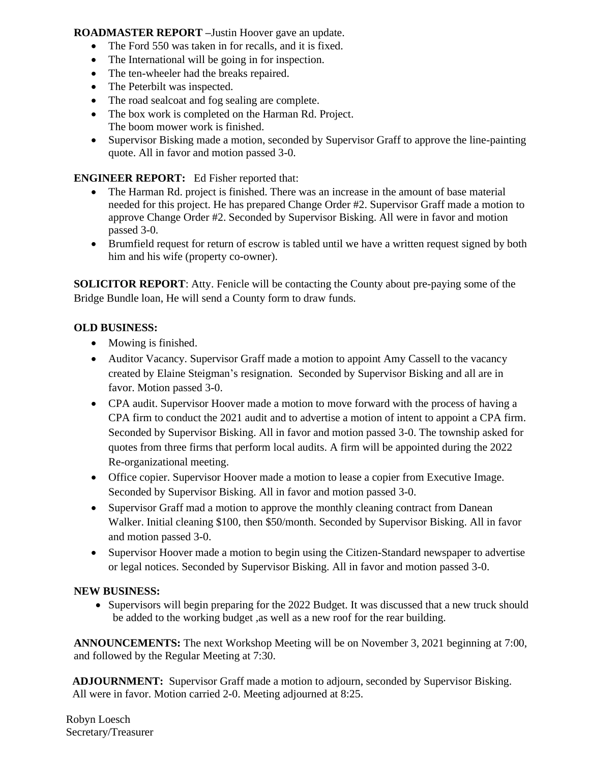**ROADMASTER REPORT** –Justin Hoover gave an update.

- The Ford 550 was taken in for recalls, and it is fixed.
- The International will be going in for inspection.
- The ten-wheeler had the breaks repaired.
- The Peterbilt was inspected.
- The road sealcoat and fog sealing are complete.
- The box work is completed on the Harman Rd. Project.
  The boom mower work is finished.
- Supervisor Bisking made a motion, seconded by Supervisor Graff to approve the line-painting quote. All in favor and motion passed 3-0.

**ENGINEER REPORT:** Ed Fisher reported that:

- The Harman Rd. project is finished. There was an increase in the amount of base material needed for this project. He has prepared Change Order #2. Supervisor Graff made a motion to approve Change Order #2. Seconded by Supervisor Bisking. All were in favor and motion passed 3-0.
- Brumfield request for return of escrow is tabled until we have a written request signed by both him and his wife (property co-owner).

**SOLICITOR REPORT**: Atty. Fenicle will be contacting the County about pre-paying some of the Bridge Bundle loan, He will send a County form to draw funds.

**OLD BUSINESS:**

- Mowing is finished.
- Auditor Vacancy. Supervisor Graff made a motion to appoint Amy Cassell to the vacancy created by Elaine Steigman's resignation. Seconded by Supervisor Bisking and all are in favor. Motion passed 3-0.
- CPA audit. Supervisor Hoover made a motion to move forward with the process of having a CPA firm to conduct the 2021 audit and to advertise a motion of intent to appoint a CPA firm. Seconded by Supervisor Bisking. All in favor and motion passed 3-0. The township asked for quotes from three firms that perform local audits. A firm will be appointed during the 2022 Re-organizational meeting.
- Office copier. Supervisor Hoover made a motion to lease a copier from Executive Image. Seconded by Supervisor Bisking. All in favor and motion passed 3-0.
- Supervisor Graff mad a motion to approve the monthly cleaning contract from Danean Walker. Initial cleaning $100, then $50/month. Seconded by Supervisor Bisking. All in favor and motion passed 3-0.
- Supervisor Hoover made a motion to begin using the Citizen-Standard newspaper to advertise or legal notices. Seconded by Supervisor Bisking. All in favor and motion passed 3-0.

**NEW BUSINESS:**

- Supervisors will begin preparing for the 2022 Budget. It was discussed that a new truck should be added to the working budget ,as well as a new roof for the rear building.

**ANNOUNCEMENTS:** The next Workshop Meeting will be on November 3, 2021 beginning at 7:00, and followed by the Regular Meeting at 7:30.

**ADJOURNMENT:** Supervisor Graff made a motion to adjourn, seconded by Supervisor Bisking. All were in favor. Motion carried 2-0. Meeting adjourned at 8:25.

Robyn Loesch
Secretary/Treasurer